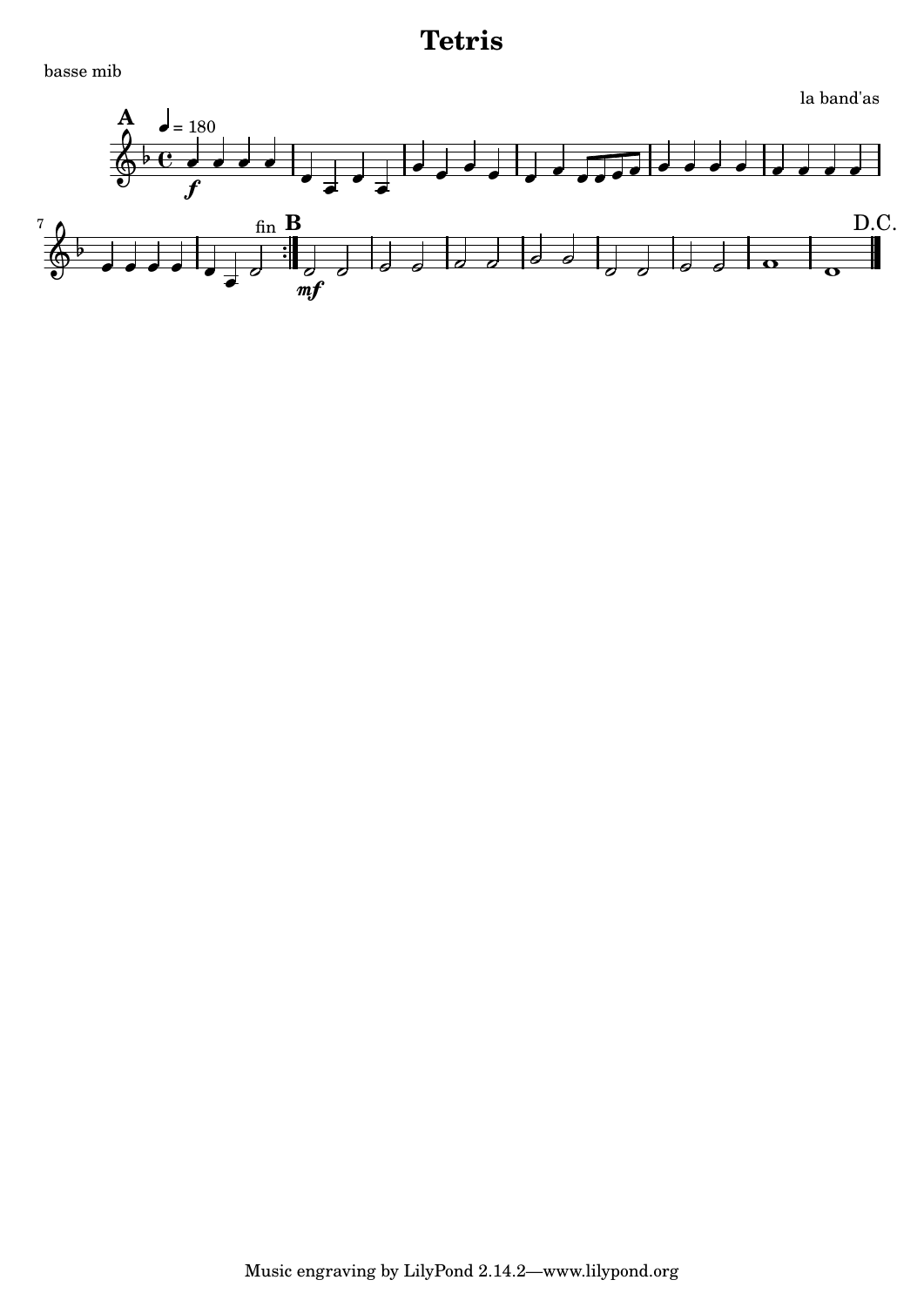# Tetris

basse mib

la band'as

Music engraving by LilyPond 2.14.2—www.lilypond.org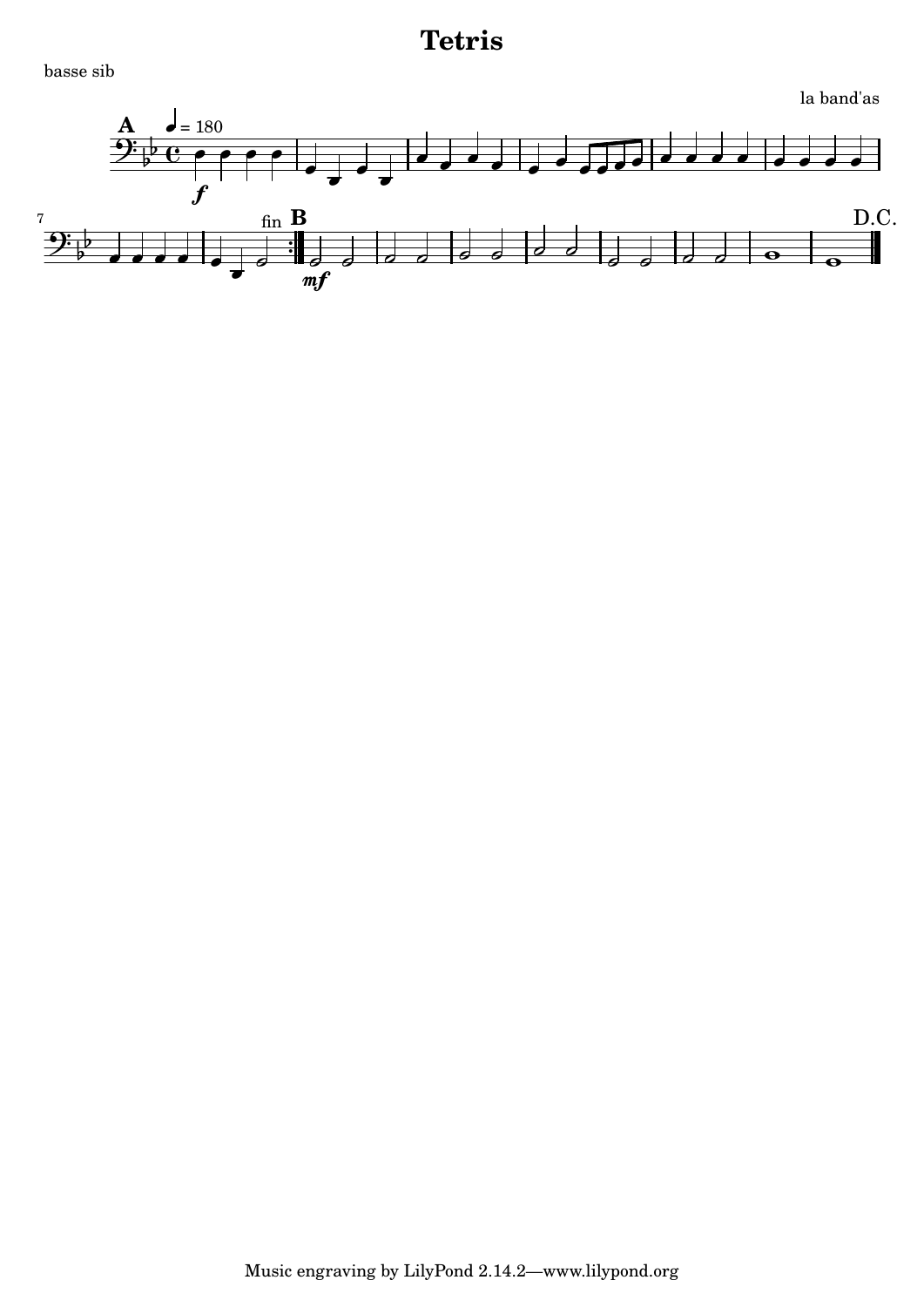# Tetris

basse sib

la band'as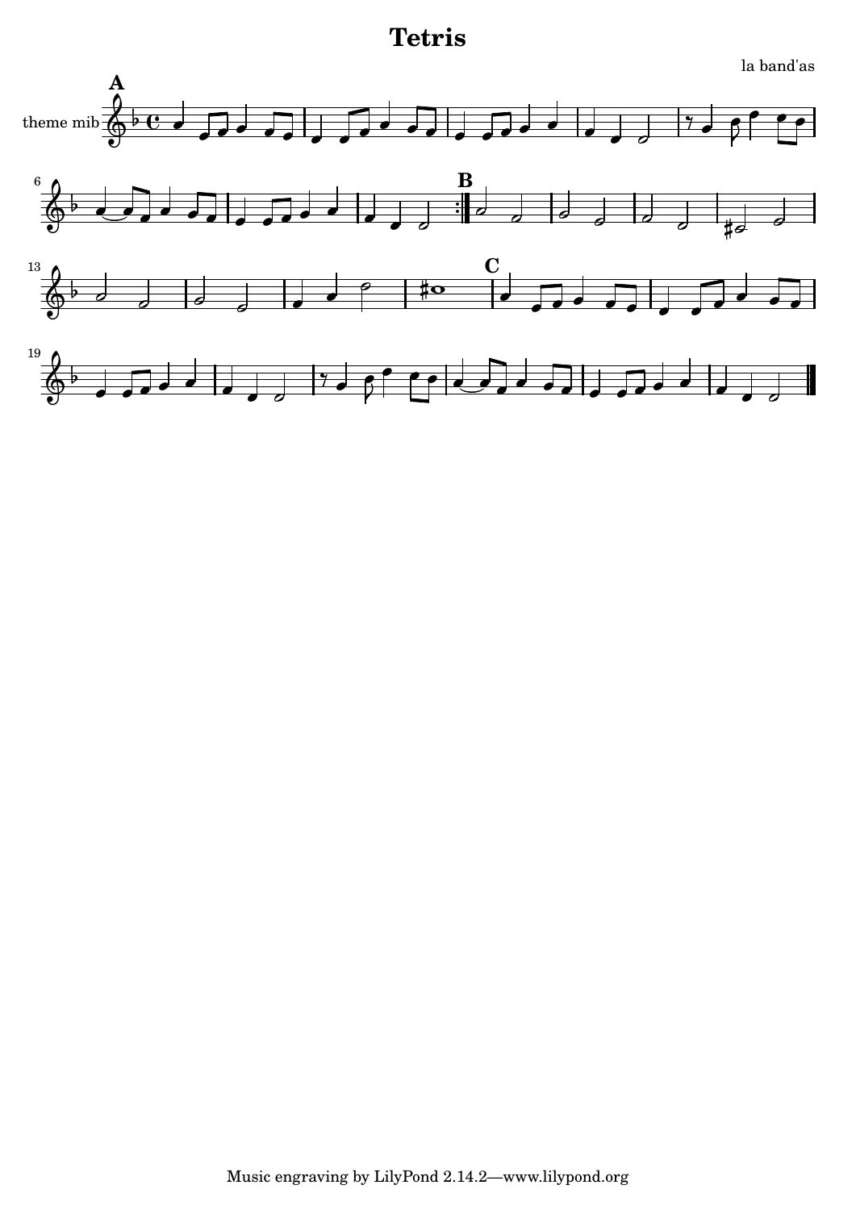# Tetris

la band'as

theme mib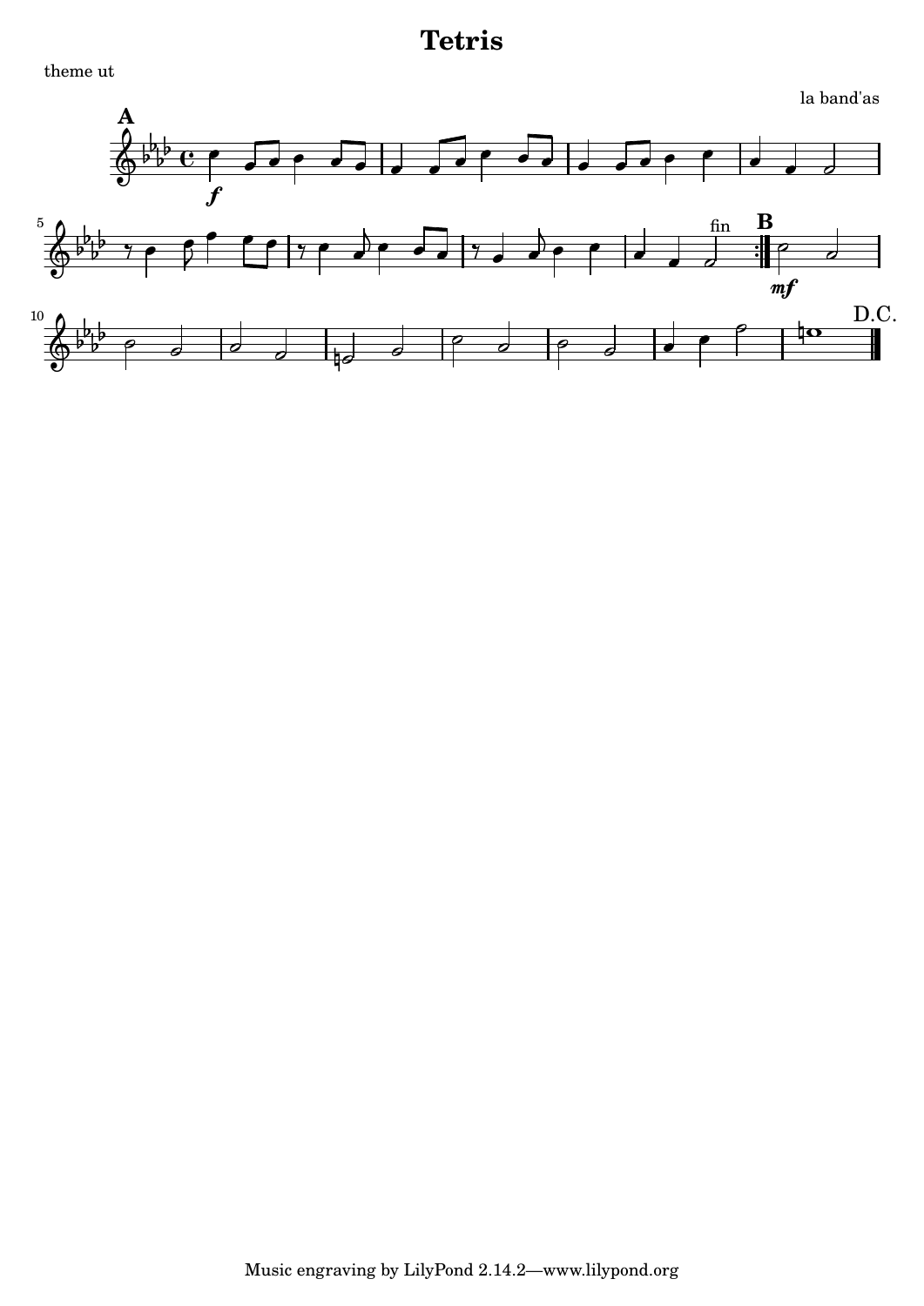# Tetris

theme ut

la band'as

Music engraving by LilyPond 2.14.2—www.lilypond.org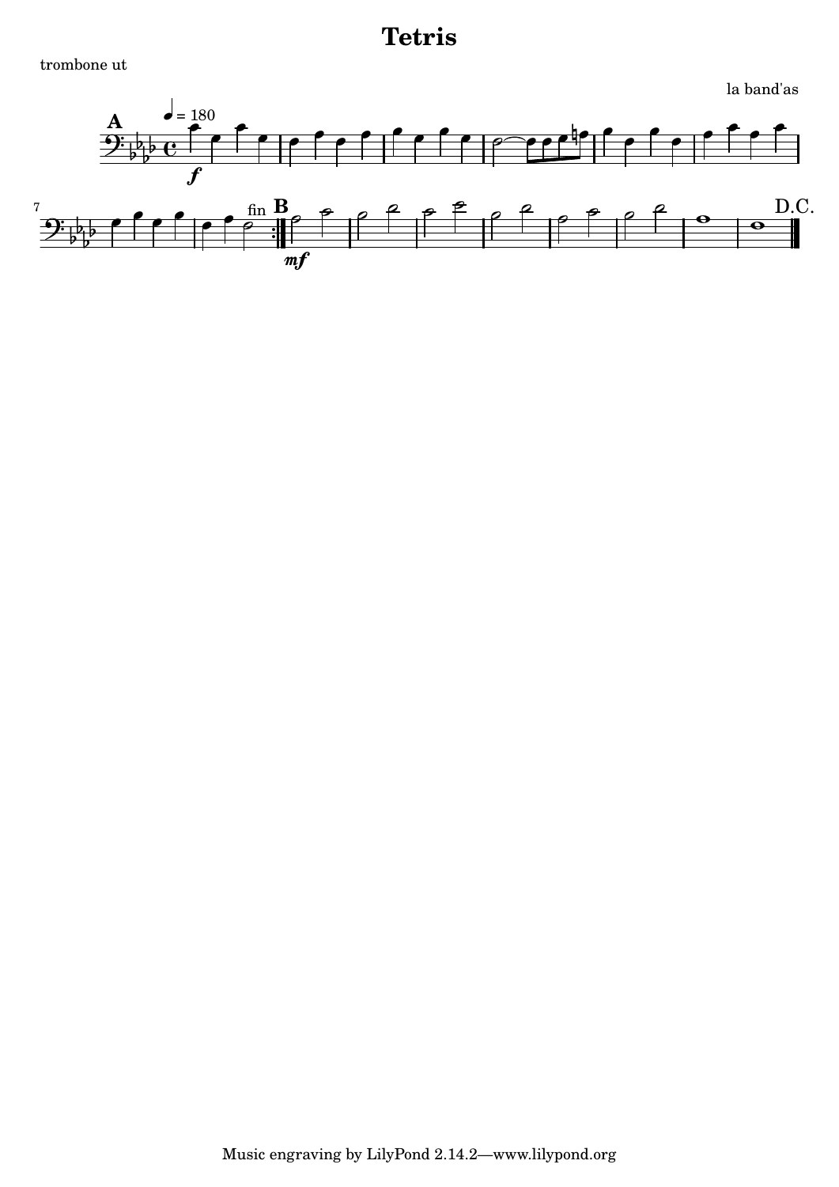# Tetris

trombone ut

la band'as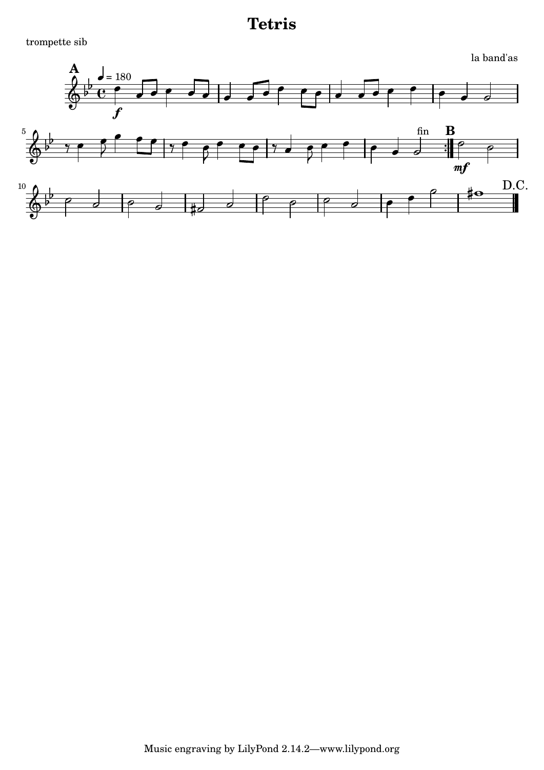# Tetris

trompette sib

la band'as